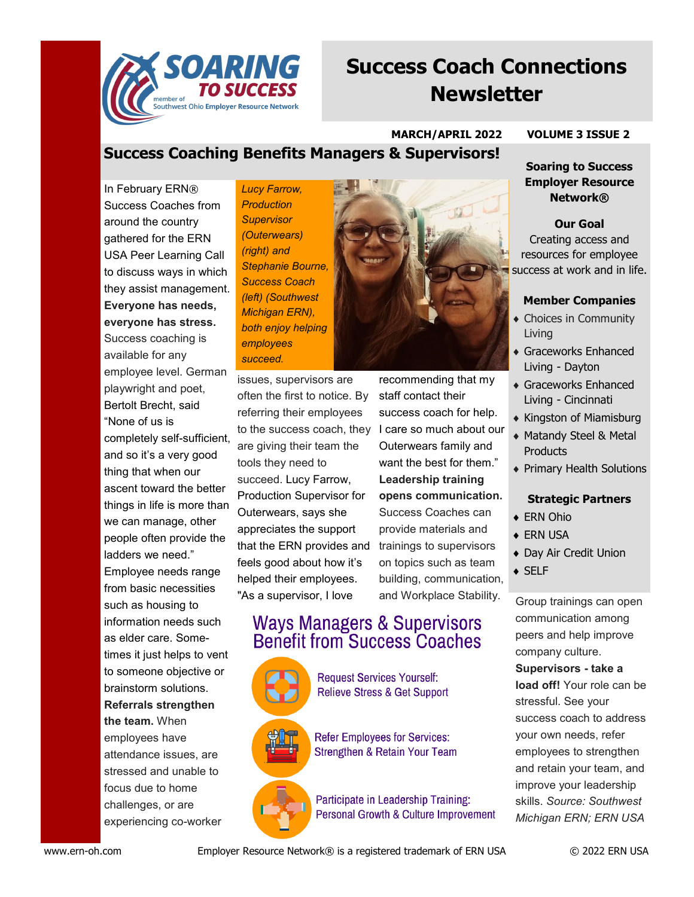# Success Coach Connections Newsletter

**MARCH/APRIL 2022** **VOLUME 3 ISSUE 2**

## Success Coaching Benefits Managers & Supervisors!

In February ERN® Success Coaches from around the country gathered for the ERN USA Peer Learning Call to discuss ways in which they assist management. **Everyone has needs, everyone has stress.** Success coaching is available for any employee level. German playwright and poet, Bertolt Brecht, said "None of us is completely self-sufficient, and so it's a very good thing that when our ascent toward the better things in life is more than we can manage, other people often provide the ladders we need." Employee needs range from basic necessities such as housing to information needs such as elder care. Some-times it just helps to vent to someone objective or brainstorm solutions. **Referrals strengthen the team.** When employees have attendance issues, are stressed and unable to focus due to home challenges, or are experiencing co-worker issues, supervisors are often the first to notice. By referring their employees to the success coach, they are giving their team the tools they need to succeed. Lucy Farrow, Production Supervisor for Outerwears, says she appreciates the support that the ERN provides and feels good about how it's helped their employees. "As a supervisor, I love recommending that my staff contact their success coach for help. I care so much about our Outerwears family and want the best for them." **Leadership training opens communication.** Success Coaches can provide materials and trainings to supervisors on topics such as team building, communication, and Workplace Stability.

*Lucy Farrow, Production Supervisor (Outerwears) (right) and Stephanie Bourne, Success Coach (left) (Southwest Michigan ERN), both enjoy helping employees succeed.*

### Ways Managers & Supervisors Benefit from Success Coaches

- Request Services Yourself: Relieve Stress & Get Support
- Refer Employees for Services: Strengthen & Retain Your Team
- Participate in Leadership Training: Personal Growth & Culture Improvement

Group trainings can open communication among peers and help improve company culture. **Supervisors - take a load off!** Your role can be stressful. See your success coach to address your own needs, refer employees to strengthen and retain your team, and improve your leadership skills. *Source: Southwest Michigan ERN; ERN USA*

---

**Soaring to Success Employer Resource Network®**

**Our Goal**

Creating access and resources for employee success at work and in life.

**Member Companies**

- Choices in Community Living
- Graceworks Enhanced Living - Dayton
- Graceworks Enhanced Living - Cincinnati
- Kingston of Miamisburg
- Matandy Steel & Metal Products
- Primary Health Solutions

**Strategic Partners**

- ERN Ohio
- ERN USA
- Day Air Credit Union
- SELF

www.ern-oh.com Employer Resource Network® is a registered trademark of ERN USA © 2022 ERN USA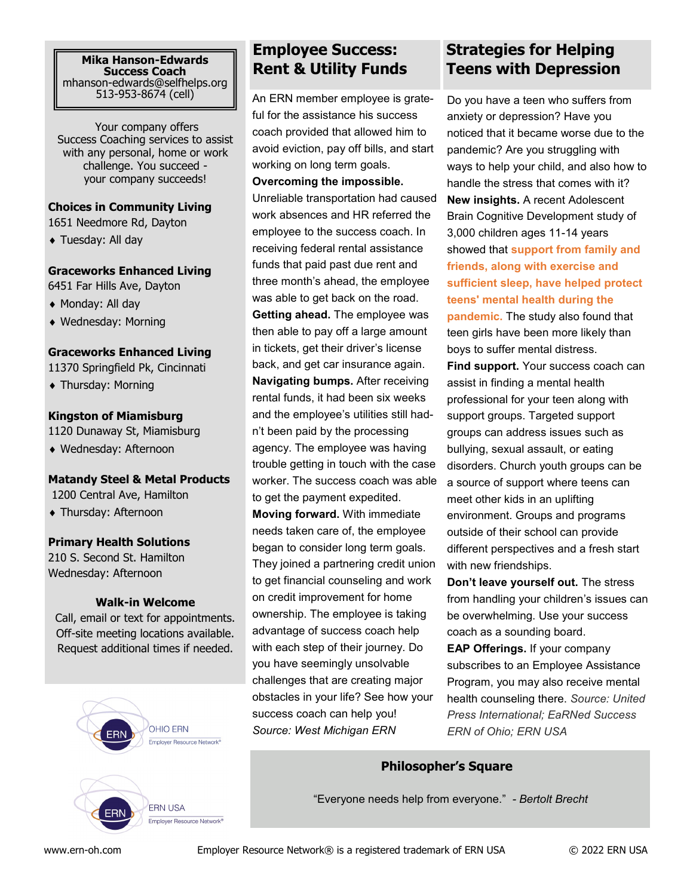**Mika Hanson-Edwards**
**Success Coach**
mhanson-edwards@selfhelps.org
513-953-8674 (cell)

Your company offers Success Coaching services to assist with any personal, home or work challenge. You succeed - your company succeeds!

**Choices in Community Living**
1651 Needmore Rd, Dayton
- Tuesday: All day

**Graceworks Enhanced Living**
6451 Far Hills Ave, Dayton
- Monday: All day
- Wednesday: Morning

**Graceworks Enhanced Living**
11370 Springfield Pk, Cincinnati
- Thursday: Morning

**Kingston of Miamisburg**
1120 Dunaway St, Miamisburg
- Wednesday: Afternoon

**Matandy Steel & Metal Products**
1200 Central Ave, Hamilton
- Thursday: Afternoon

**Primary Health Solutions**
210 S. Second St. Hamilton
Wednesday: Afternoon

**Walk-in Welcome**
Call, email or text for appointments.
Off-site meeting locations available.
Request additional times if needed.

OHIO ERN
Employer Resource Network®

ERN USA
Employer Resource Network®

## Employee Success: Rent & Utility Funds

An ERN member employee is grateful for the assistance his success coach provided that allowed him to avoid eviction, pay off bills, and start working on long term goals.

**Overcoming the impossible.** Unreliable transportation had caused work absences and HR referred the employee to the success coach. In receiving federal rental assistance funds that paid past due rent and three month's ahead, the employee was able to get back on the road.

**Getting ahead.** The employee was then able to pay off a large amount in tickets, get their driver's license back, and get car insurance again.

**Navigating bumps.** After receiving rental funds, it had been six weeks and the employee's utilities still hadn't been paid by the processing agency. The employee was having trouble getting in touch with the case worker. The success coach was able to get the payment expedited.

**Moving forward.** With immediate needs taken care of, the employee began to consider long term goals. They joined a partnering credit union to get financial counseling and work on credit improvement for home ownership. The employee is taking advantage of success coach help with each step of their journey. Do you have seemingly unsolvable challenges that are creating major obstacles in your life? See how your success coach can help you! *Source: West Michigan ERN*

## Strategies for Helping Teens with Depression

Do you have a teen who suffers from anxiety or depression? Have you noticed that it became worse due to the pandemic? Are you struggling with ways to help your child, and also how to handle the stress that comes with it?

**New insights.** A recent Adolescent Brain Cognitive Development study of 3,000 children ages 11-14 years showed that **support from family and friends, along with exercise and sufficient sleep, have helped protect teens' mental health during the pandemic.** The study also found that teen girls have been more likely than boys to suffer mental distress.

**Find support.** Your success coach can assist in finding a mental health professional for your teen along with support groups. Targeted support groups can address issues such as bullying, sexual assault, or eating disorders. Church youth groups can be a source of support where teens can meet other kids in an uplifting environment. Groups and programs outside of their school can provide different perspectives and a fresh start with new friendships.

**Don't leave yourself out.** The stress from handling your children's issues can be overwhelming. Use your success coach as a sounding board.

**EAP Offerings.** If your company subscribes to an Employee Assistance Program, you may also receive mental health counseling there. *Source: United Press International; EaRNed Success ERN of Ohio; ERN USA*

### Philosopher's Square

"Everyone needs help from everyone." - *Bertolt Brecht*

www.ern-oh.com    Employer Resource Network® is a registered trademark of ERN USA    © 2022 ERN USA